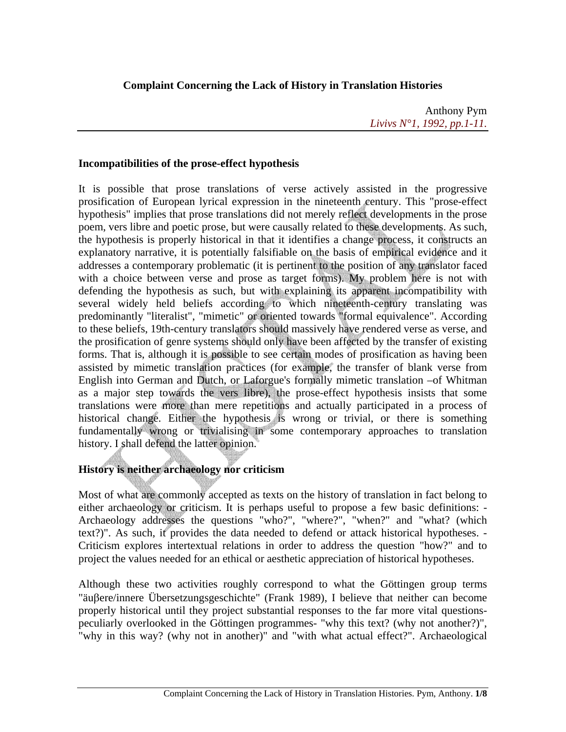**Complaint Concerning the Lack of History in Translation Histories**

Anthony Pym
*Livivs N°1, 1992, pp.1-11.*

## Incompatibilities of the prose-effect hypothesis

It is possible that prose translations of verse actively assisted in the progressive prosification of European lyrical expression in the nineteenth century. This "prose-effect hypothesis" implies that prose translations did not merely reflect developments in the prose poem, vers libre and poetic prose, but were causally related to these developments. As such, the hypothesis is properly historical in that it identifies a change process, it constructs an explanatory narrative, it is potentially falsifiable on the basis of empirical evidence and it addresses a contemporary problematic (it is pertinent to the position of any translator faced with a choice between verse and prose as target forms). My problem here is not with defending the hypothesis as such, but with explaining its apparent incompatibility with several widely held beliefs according to which nineteenth-century translating was predominantly "literalist", "mimetic" or oriented towards "formal equivalence". According to these beliefs, 19th-century translators should massively have rendered verse as verse, and the prosification of genre systems should only have been affected by the transfer of existing forms. That is, although it is possible to see certain modes of prosification as having been assisted by mimetic translation practices (for example, the transfer of blank verse from English into German and Dutch, or Laforgue's formally mimetic translation –of Whitman as a major step towards the vers libre), the prose-effect hypothesis insists that some translations were more than mere repetitions and actually participated in a process of historical change. Either the hypothesis is wrong or trivial, or there is something fundamentally wrong or trivialising in some contemporary approaches to translation history. I shall defend the latter opinion.

## History is neither archaeology nor criticism

Most of what are commonly accepted as texts on the history of translation in fact belong to either archaeology or criticism. It is perhaps useful to propose a few basic definitions: - Archaeology addresses the questions "who?", "where?", "when?" and "what? (which text?)". As such, it provides the data needed to defend or attack historical hypotheses. - Criticism explores intertextual relations in order to address the question "how?" and to project the values needed for an ethical or aesthetic appreciation of historical hypotheses.

Although these two activities roughly correspond to what the Göttingen group terms "äuβere/innere Übersetzungsgeschichte" (Frank 1989), I believe that neither can become properly historical until they project substantial responses to the far more vital questions- peculiarly overlooked in the Göttingen programmes- "why this text? (why not another?)", "why in this way? (why not in another)" and "with what actual effect?". Archaeological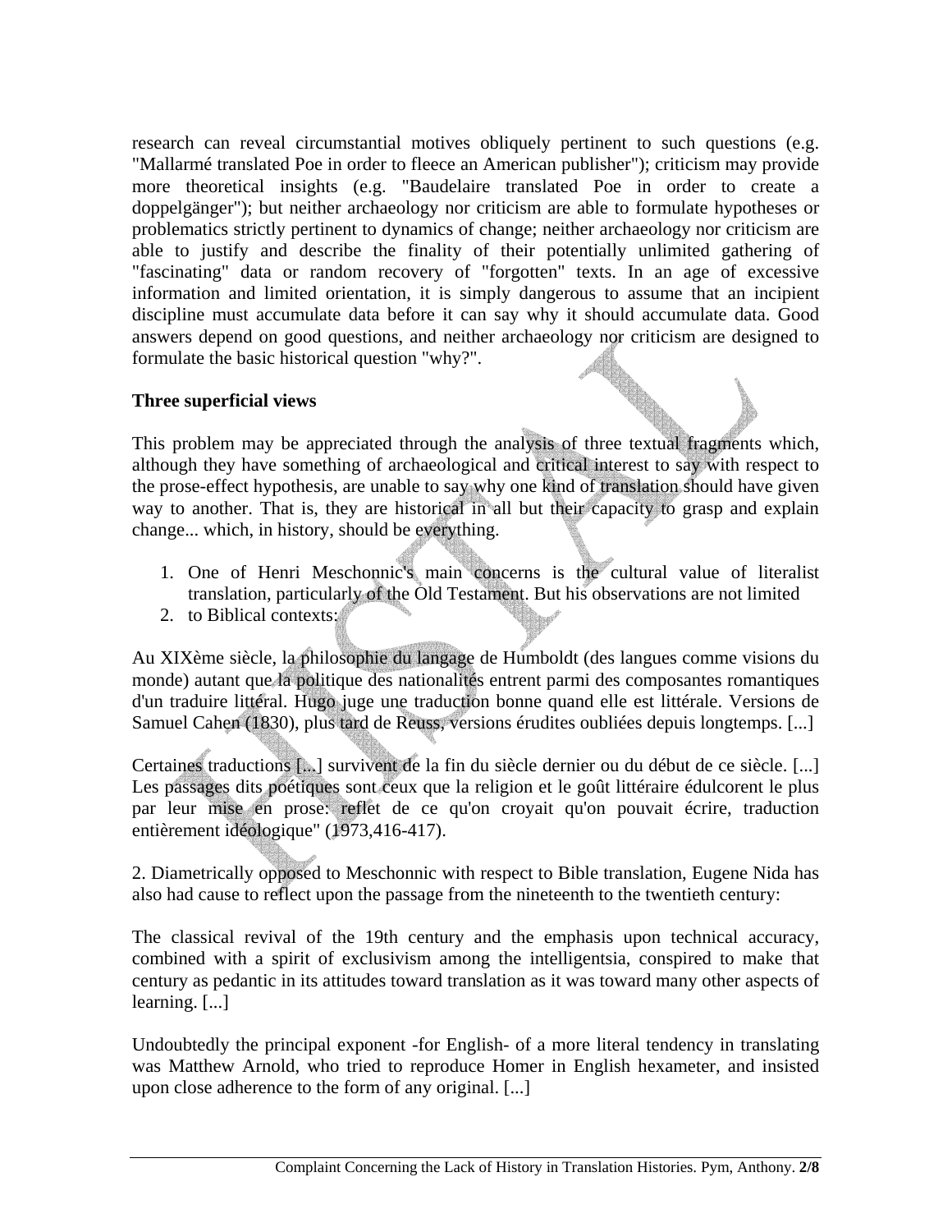research can reveal circumstantial motives obliquely pertinent to such questions (e.g. "Mallarmé translated Poe in order to fleece an American publisher"); criticism may provide more theoretical insights (e.g. "Baudelaire translated Poe in order to create a doppelgänger"); but neither archaeology nor criticism are able to formulate hypotheses or problematics strictly pertinent to dynamics of change; neither archaeology nor criticism are able to justify and describe the finality of their potentially unlimited gathering of "fascinating" data or random recovery of "forgotten" texts. In an age of excessive information and limited orientation, it is simply dangerous to assume that an incipient discipline must accumulate data before it can say why it should accumulate data. Good answers depend on good questions, and neither archaeology nor criticism are designed to formulate the basic historical question "why?".

**Three superficial views**

This problem may be appreciated through the analysis of three textual fragments which, although they have something of archaeological and critical interest to say with respect to the prose-effect hypothesis, are unable to say why one kind of translation should have given way to another. That is, they are historical in all but their capacity to grasp and explain change... which, in history, should be everything.

1. One of Henri Meschonnic's main concerns is the cultural value of literalist translation, particularly of the Old Testament. But his observations are not limited
2. to Biblical contexts:

Au XIXème siècle, la philosophie du langage de Humboldt (des langues comme visions du monde) autant que la politique des nationalités entrent parmi des composantes romantiques d'un traduire littéral. Hugo juge une traduction bonne quand elle est littérale. Versions de Samuel Cahen (1830), plus tard de Reuss, versions érudites oubliées depuis longtemps. [...]

Certaines traductions [...] survivent de la fin du siècle dernier ou du début de ce siècle. [...] Les passages dits poétiques sont ceux que la religion et le goût littéraire édulcorent le plus par leur mise en prose: reflet de ce qu'on croyait qu'on pouvait écrire, traduction entièrement idéologique" (1973,416-417).

2. Diametrically opposed to Meschonnic with respect to Bible translation, Eugene Nida has also had cause to reflect upon the passage from the nineteenth to the twentieth century:

The classical revival of the 19th century and the emphasis upon technical accuracy, combined with a spirit of exclusivism among the intelligentsia, conspired to make that century as pedantic in its attitudes toward translation as it was toward many other aspects of learning. [...]

Undoubtedly the principal exponent -for English- of a more literal tendency in translating was Matthew Arnold, who tried to reproduce Homer in English hexameter, and insisted upon close adherence to the form of any original. [...]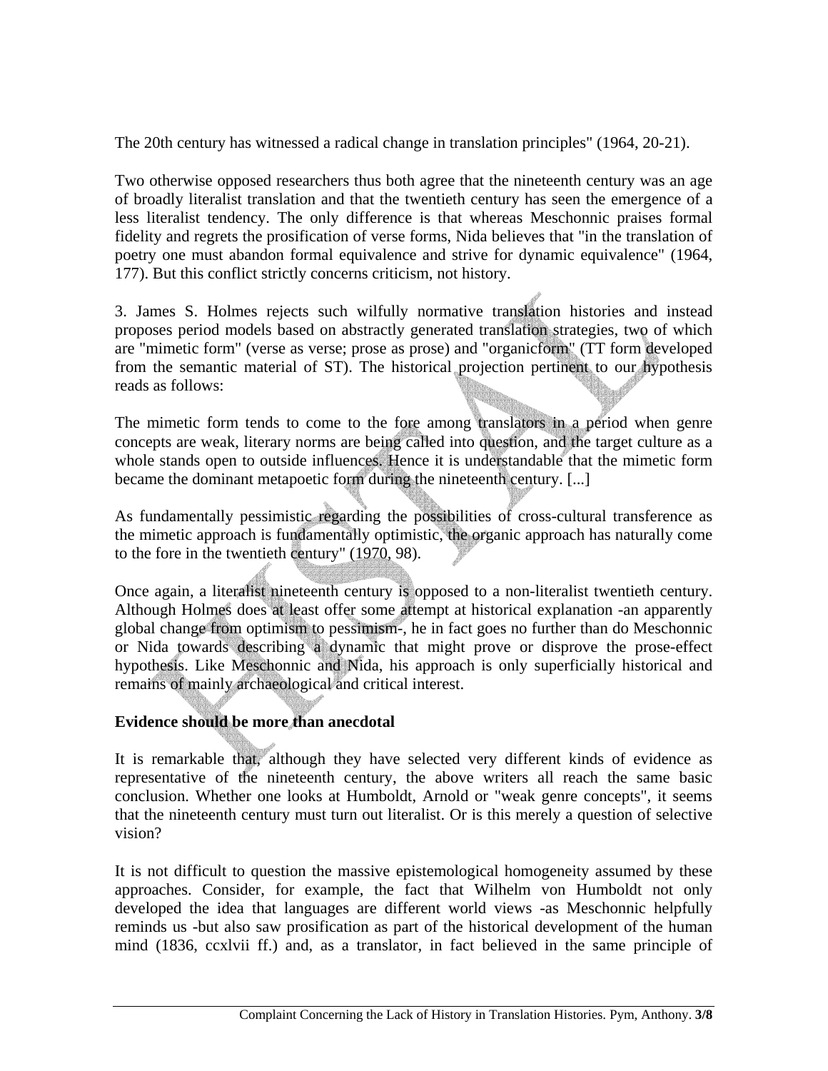The 20th century has witnessed a radical change in translation principles" (1964, 20-21).

Two otherwise opposed researchers thus both agree that the nineteenth century was an age of broadly literalist translation and that the twentieth century has seen the emergence of a less literalist tendency. The only difference is that whereas Meschonnic praises formal fidelity and regrets the prosification of verse forms, Nida believes that "in the translation of poetry one must abandon formal equivalence and strive for dynamic equivalence" (1964, 177). But this conflict strictly concerns criticism, not history.

3. James S. Holmes rejects such wilfully normative translation histories and instead proposes period models based on abstractly generated translation strategies, two of which are "mimetic form" (verse as verse; prose as prose) and "organicform" (TT form developed from the semantic material of ST). The historical projection pertinent to our hypothesis reads as follows:

The mimetic form tends to come to the fore among translators in a period when genre concepts are weak, literary norms are being called into question, and the target culture as a whole stands open to outside influences. Hence it is understandable that the mimetic form became the dominant metapoetic form during the nineteenth century. [...]

As fundamentally pessimistic regarding the possibilities of cross-cultural transference as the mimetic approach is fundamentally optimistic, the organic approach has naturally come to the fore in the twentieth century" (1970, 98).

Once again, a literalist nineteenth century is opposed to a non-literalist twentieth century. Although Holmes does at least offer some attempt at historical explanation -an apparently global change from optimism to pessimism-, he in fact goes no further than do Meschonnic or Nida towards describing a dynamic that might prove or disprove the prose-effect hypothesis. Like Meschonnic and Nida, his approach is only superficially historical and remains of mainly archaeological and critical interest.

**Evidence should be more than anecdotal**

It is remarkable that, although they have selected very different kinds of evidence as representative of the nineteenth century, the above writers all reach the same basic conclusion. Whether one looks at Humboldt, Arnold or "weak genre concepts", it seems that the nineteenth century must turn out literalist. Or is this merely a question of selective vision?

It is not difficult to question the massive epistemological homogeneity assumed by these approaches. Consider, for example, the fact that Wilhelm von Humboldt not only developed the idea that languages are different world views -as Meschonnic helpfully reminds us -but also saw prosification as part of the historical development of the human mind (1836, ccxlvii ff.) and, as a translator, in fact believed in the same principle of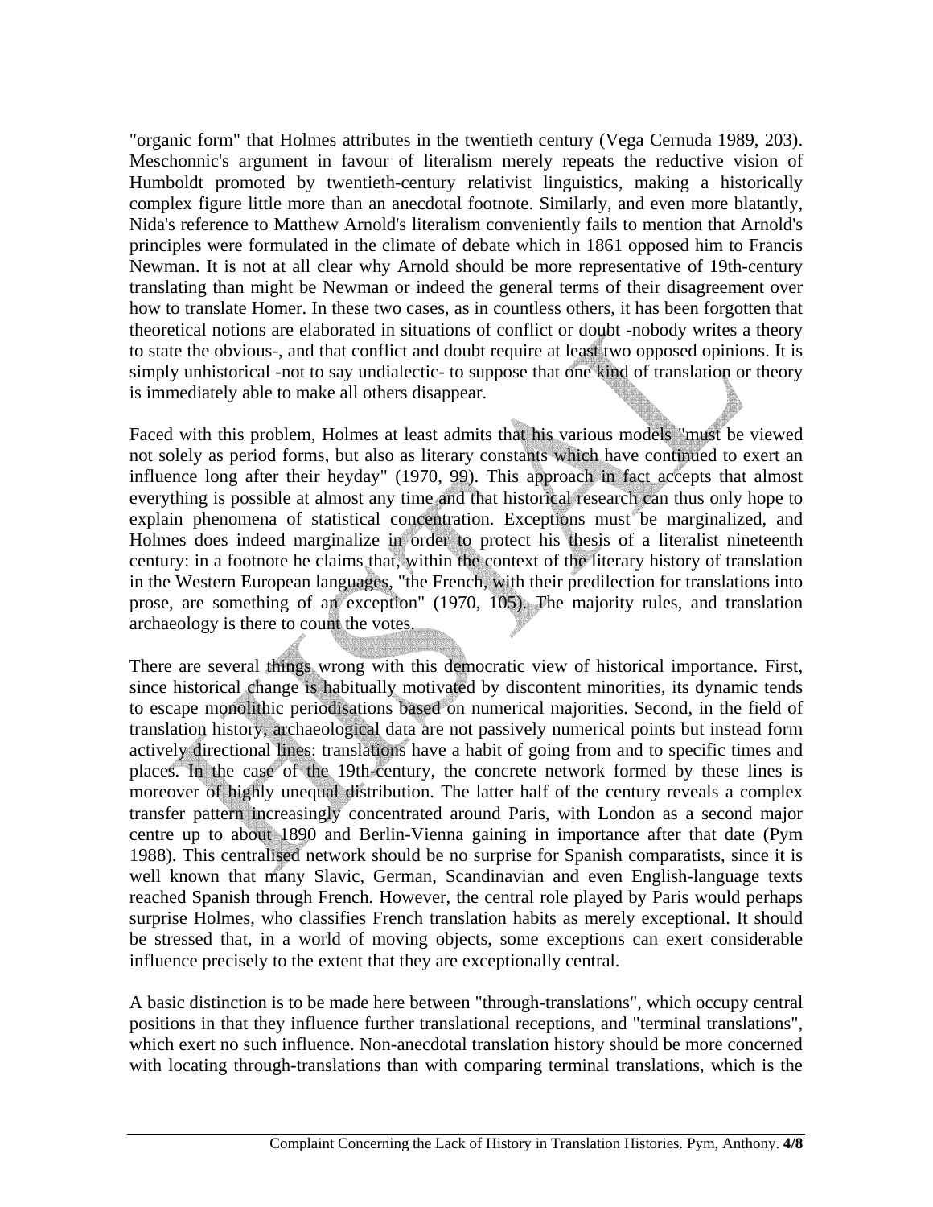"organic form" that Holmes attributes in the twentieth century (Vega Cernuda 1989, 203). Meschonnic's argument in favour of literalism merely repeats the reductive vision of Humboldt promoted by twentieth-century relativist linguistics, making a historically complex figure little more than an anecdotal footnote. Similarly, and even more blatantly, Nida's reference to Matthew Arnold's literalism conveniently fails to mention that Arnold's principles were formulated in the climate of debate which in 1861 opposed him to Francis Newman. It is not at all clear why Arnold should be more representative of 19th-century translating than might be Newman or indeed the general terms of their disagreement over how to translate Homer. In these two cases, as in countless others, it has been forgotten that theoretical notions are elaborated in situations of conflict or doubt -nobody writes a theory to state the obvious-, and that conflict and doubt require at least two opposed opinions. It is simply unhistorical -not to say undialectic- to suppose that one kind of translation or theory is immediately able to make all others disappear.

Faced with this problem, Holmes at least admits that his various models "must be viewed not solely as period forms, but also as literary constants which have continued to exert an influence long after their heyday" (1970, 99). This approach in fact accepts that almost everything is possible at almost any time and that historical research can thus only hope to explain phenomena of statistical concentration. Exceptions must be marginalized, and Holmes does indeed marginalize in order to protect his thesis of a literalist nineteenth century: in a footnote he claims that, within the context of the literary history of translation in the Western European languages, "the French, with their predilection for translations into prose, are something of an exception" (1970, 105). The majority rules, and translation archaeology is there to count the votes.

There are several things wrong with this democratic view of historical importance. First, since historical change is habitually motivated by discontent minorities, its dynamic tends to escape monolithic periodisations based on numerical majorities. Second, in the field of translation history, archaeological data are not passively numerical points but instead form actively directional lines: translations have a habit of going from and to specific times and places. In the case of the 19th-century, the concrete network formed by these lines is moreover of highly unequal distribution. The latter half of the century reveals a complex transfer pattern increasingly concentrated around Paris, with London as a second major centre up to about 1890 and Berlin-Vienna gaining in importance after that date (Pym 1988). This centralised network should be no surprise for Spanish comparatists, since it is well known that many Slavic, German, Scandinavian and even English-language texts reached Spanish through French. However, the central role played by Paris would perhaps surprise Holmes, who classifies French translation habits as merely exceptional. It should be stressed that, in a world of moving objects, some exceptions can exert considerable influence precisely to the extent that they are exceptionally central.

A basic distinction is to be made here between "through-translations", which occupy central positions in that they influence further translational receptions, and "terminal translations", which exert no such influence. Non-anecdotal translation history should be more concerned with locating through-translations than with comparing terminal translations, which is the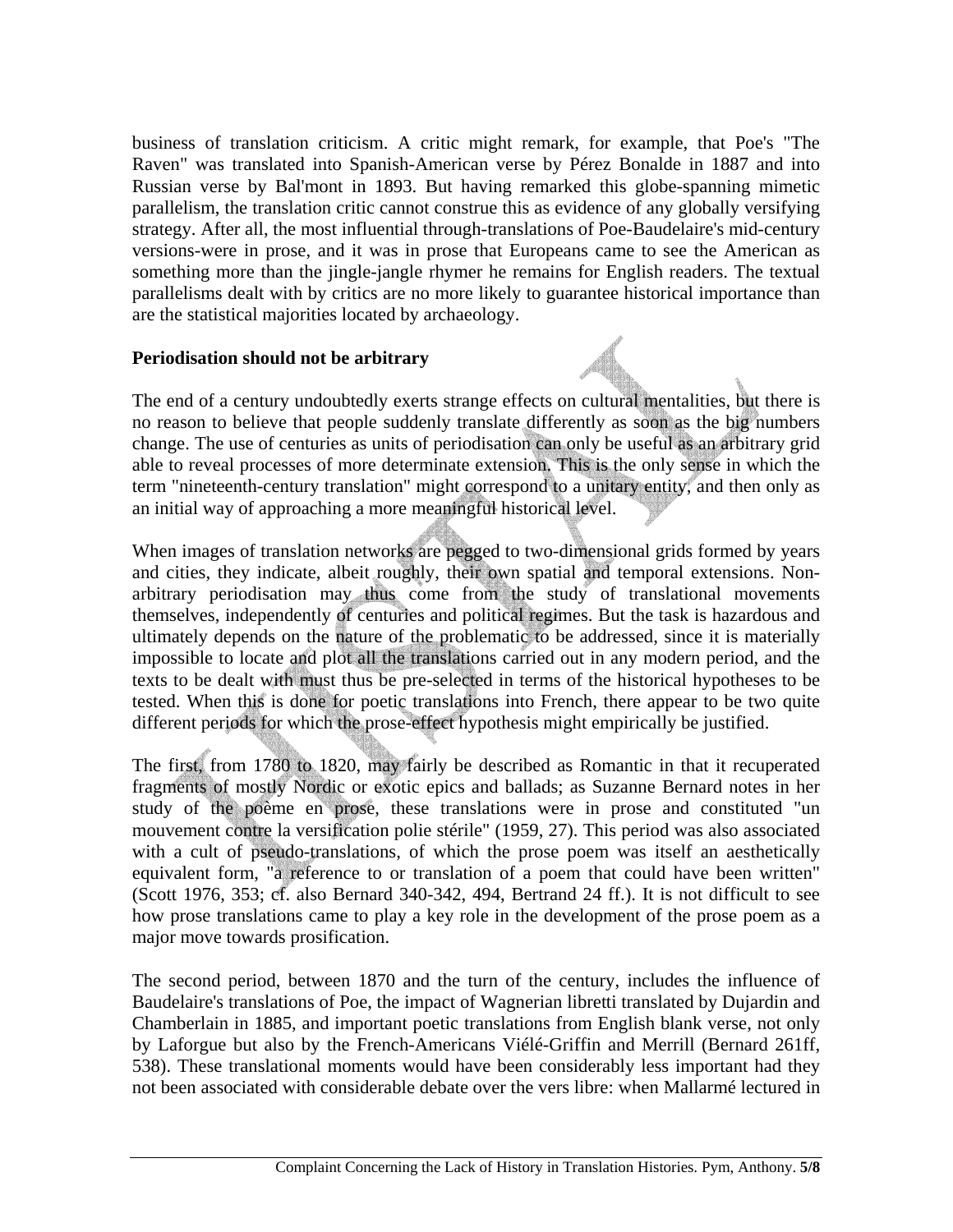business of translation criticism. A critic might remark, for example, that Poe's "The Raven" was translated into Spanish-American verse by Pérez Bonalde in 1887 and into Russian verse by Bal'mont in 1893. But having remarked this globe-spanning mimetic parallelism, the translation critic cannot construe this as evidence of any globally versifying strategy. After all, the most influential through-translations of Poe-Baudelaire's mid-century versions-were in prose, and it was in prose that Europeans came to see the American as something more than the jingle-jangle rhymer he remains for English readers. The textual parallelisms dealt with by critics are no more likely to guarantee historical importance than are the statistical majorities located by archaeology.

**Periodisation should not be arbitrary**

The end of a century undoubtedly exerts strange effects on cultural mentalities, but there is no reason to believe that people suddenly translate differently as soon as the big numbers change. The use of centuries as units of periodisation can only be useful as an arbitrary grid able to reveal processes of more determinate extension. This is the only sense in which the term "nineteenth-century translation" might correspond to a unitary entity, and then only as an initial way of approaching a more meaningful historical level.

When images of translation networks are pegged to two-dimensional grids formed by years and cities, they indicate, albeit roughly, their own spatial and temporal extensions. Non-arbitrary periodisation may thus come from the study of translational movements themselves, independently of centuries and political regimes. But the task is hazardous and ultimately depends on the nature of the problematic to be addressed, since it is materially impossible to locate and plot all the translations carried out in any modern period, and the texts to be dealt with must thus be pre-selected in terms of the historical hypotheses to be tested. When this is done for poetic translations into French, there appear to be two quite different periods for which the prose-effect hypothesis might empirically be justified.

The first, from 1780 to 1820, may fairly be described as Romantic in that it recuperated fragments of mostly Nordic or exotic epics and ballads; as Suzanne Bernard notes in her study of the poème en prose, these translations were in prose and constituted "un mouvement contre la versification polie stérile" (1959, 27). This period was also associated with a cult of pseudo-translations, of which the prose poem was itself an aesthetically equivalent form, "a reference to or translation of a poem that could have been written" (Scott 1976, 353; cf. also Bernard 340-342, 494, Bertrand 24 ff.). It is not difficult to see how prose translations came to play a key role in the development of the prose poem as a major move towards prosification.

The second period, between 1870 and the turn of the century, includes the influence of Baudelaire's translations of Poe, the impact of Wagnerian libretti translated by Dujardin and Chamberlain in 1885, and important poetic translations from English blank verse, not only by Laforgue but also by the French-Americans Viélé-Griffin and Merrill (Bernard 261ff, 538). These translational moments would have been considerably less important had they not been associated with considerable debate over the vers libre: when Mallarmé lectured in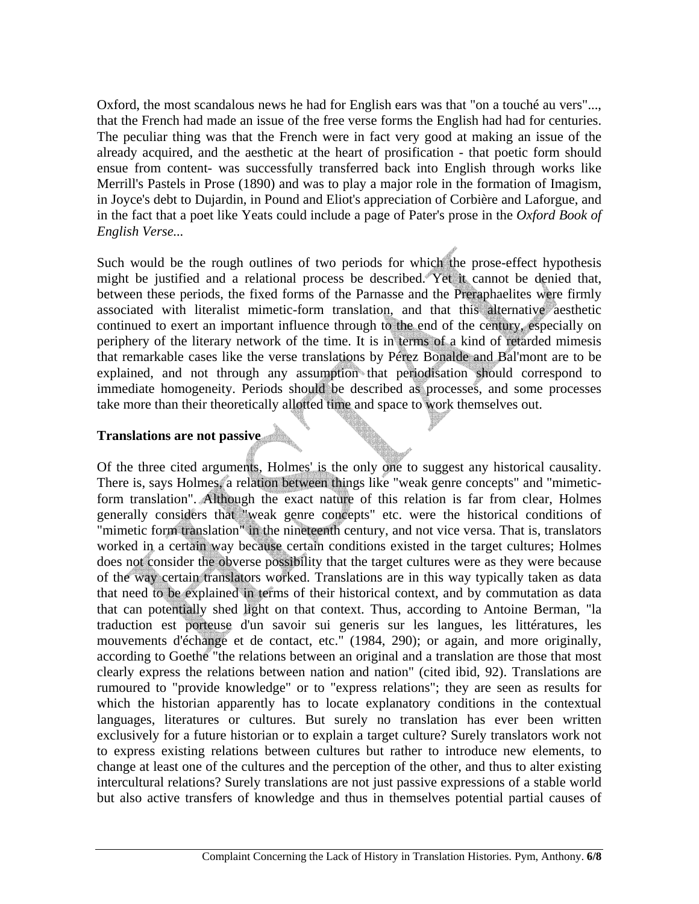Oxford, the most scandalous news he had for English ears was that "on a touché au vers"..., that the French had made an issue of the free verse forms the English had had for centuries. The peculiar thing was that the French were in fact very good at making an issue of the already acquired, and the aesthetic at the heart of prosification - that poetic form should ensue from content- was successfully transferred back into English through works like Merrill's Pastels in Prose (1890) and was to play a major role in the formation of Imagism, in Joyce's debt to Dujardin, in Pound and Eliot's appreciation of Corbière and Laforgue, and in the fact that a poet like Yeats could include a page of Pater's prose in the *Oxford Book of English Verse*...

Such would be the rough outlines of two periods for which the prose-effect hypothesis might be justified and a relational process be described. Yet it cannot be denied that, between these periods, the fixed forms of the Parnasse and the Preraphaelites were firmly associated with literalist mimetic-form translation, and that this alternative aesthetic continued to exert an important influence through to the end of the century, especially on periphery of the literary network of the time. It is in terms of a kind of retarded mimesis that remarkable cases like the verse translations by Pérez Bonalde and Bal'mont are to be explained, and not through any assumption that periodisation should correspond to immediate homogeneity. Periods should be described as processes, and some processes take more than their theoretically allotted time and space to work themselves out.

**Translations are not passive**

Of the three cited arguments, Holmes' is the only one to suggest any historical causality. There is, says Holmes, a relation between things like "weak genre concepts" and "mimetic-form translation". Although the exact nature of this relation is far from clear, Holmes generally considers that "weak genre concepts" etc. were the historical conditions of "mimetic form translation" in the nineteenth century, and not vice versa. That is, translators worked in a certain way because certain conditions existed in the target cultures; Holmes does not consider the obverse possibility that the target cultures were as they were because of the way certain translators worked. Translations are in this way typically taken as data that need to be explained in terms of their historical context, and by commutation as data that can potentially shed light on that context. Thus, according to Antoine Berman, "la traduction est porteuse d'un savoir sui generis sur les langues, les littératures, les mouvements d'échange et de contact, etc." (1984, 290); or again, and more originally, according to Goethe "the relations between an original and a translation are those that most clearly express the relations between nation and nation" (cited ibid, 92). Translations are rumoured to "provide knowledge" or to "express relations"; they are seen as results for which the historian apparently has to locate explanatory conditions in the contextual languages, literatures or cultures. But surely no translation has ever been written exclusively for a future historian or to explain a target culture? Surely translators work not to express existing relations between cultures but rather to introduce new elements, to change at least one of the cultures and the perception of the other, and thus to alter existing intercultural relations? Surely translations are not just passive expressions of a stable world but also active transfers of knowledge and thus in themselves potential partial causes of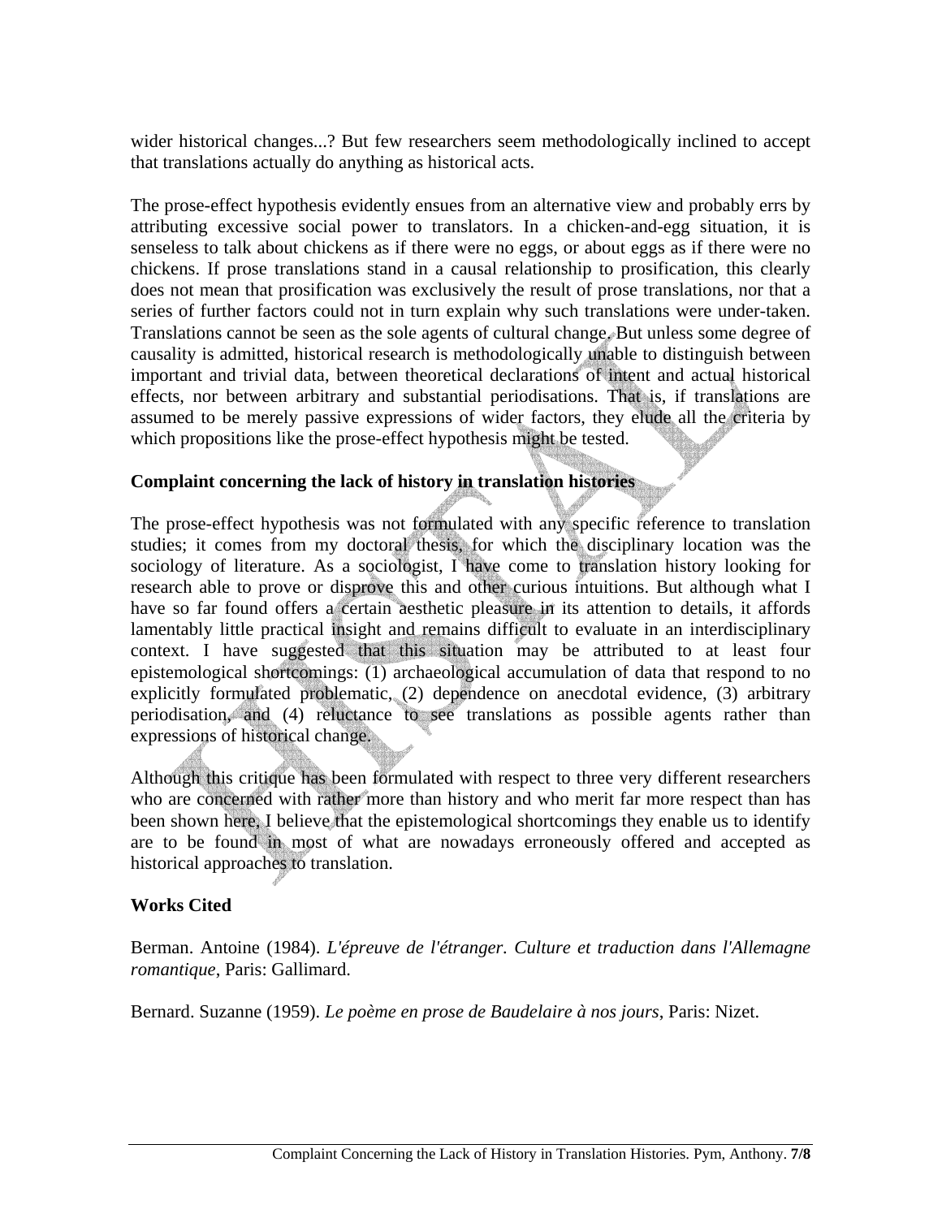wider historical changes...? But few researchers seem methodologically inclined to accept that translations actually do anything as historical acts.

The prose-effect hypothesis evidently ensues from an alternative view and probably errs by attributing excessive social power to translators. In a chicken-and-egg situation, it is senseless to talk about chickens as if there were no eggs, or about eggs as if there were no chickens. If prose translations stand in a causal relationship to prosification, this clearly does not mean that prosification was exclusively the result of prose translations, nor that a series of further factors could not in turn explain why such translations were under-taken. Translations cannot be seen as the sole agents of cultural change. But unless some degree of causality is admitted, historical research is methodologically unable to distinguish between important and trivial data, between theoretical declarations of intent and actual historical effects, nor between arbitrary and substantial periodisations. That is, if translations are assumed to be merely passive expressions of wider factors, they elude all the criteria by which propositions like the prose-effect hypothesis might be tested.

**Complaint concerning the lack of history in translation histories**

The prose-effect hypothesis was not formulated with any specific reference to translation studies; it comes from my doctoral thesis, for which the disciplinary location was the sociology of literature. As a sociologist, I have come to translation history looking for research able to prove or disprove this and other curious intuitions. But although what I have so far found offers a certain aesthetic pleasure in its attention to details, it affords lamentably little practical insight and remains difficult to evaluate in an interdisciplinary context. I have suggested that this situation may be attributed to at least four epistemological shortcomings: (1) archaeological accumulation of data that respond to no explicitly formulated problematic, (2) dependence on anecdotal evidence, (3) arbitrary periodisation, and (4) reluctance to see translations as possible agents rather than expressions of historical change.

Although this critique has been formulated with respect to three very different researchers who are concerned with rather more than history and who merit far more respect than has been shown here, I believe that the epistemological shortcomings they enable us to identify are to be found in most of what are nowadays erroneously offered and accepted as historical approaches to translation.

**Works Cited**

Berman. Antoine (1984). *L'épreuve de l'étranger. Culture et traduction dans l'Allemagne romantique*, Paris: Gallimard.

Bernard. Suzanne (1959). *Le poème en prose de Baudelaire à nos jours*, Paris: Nizet.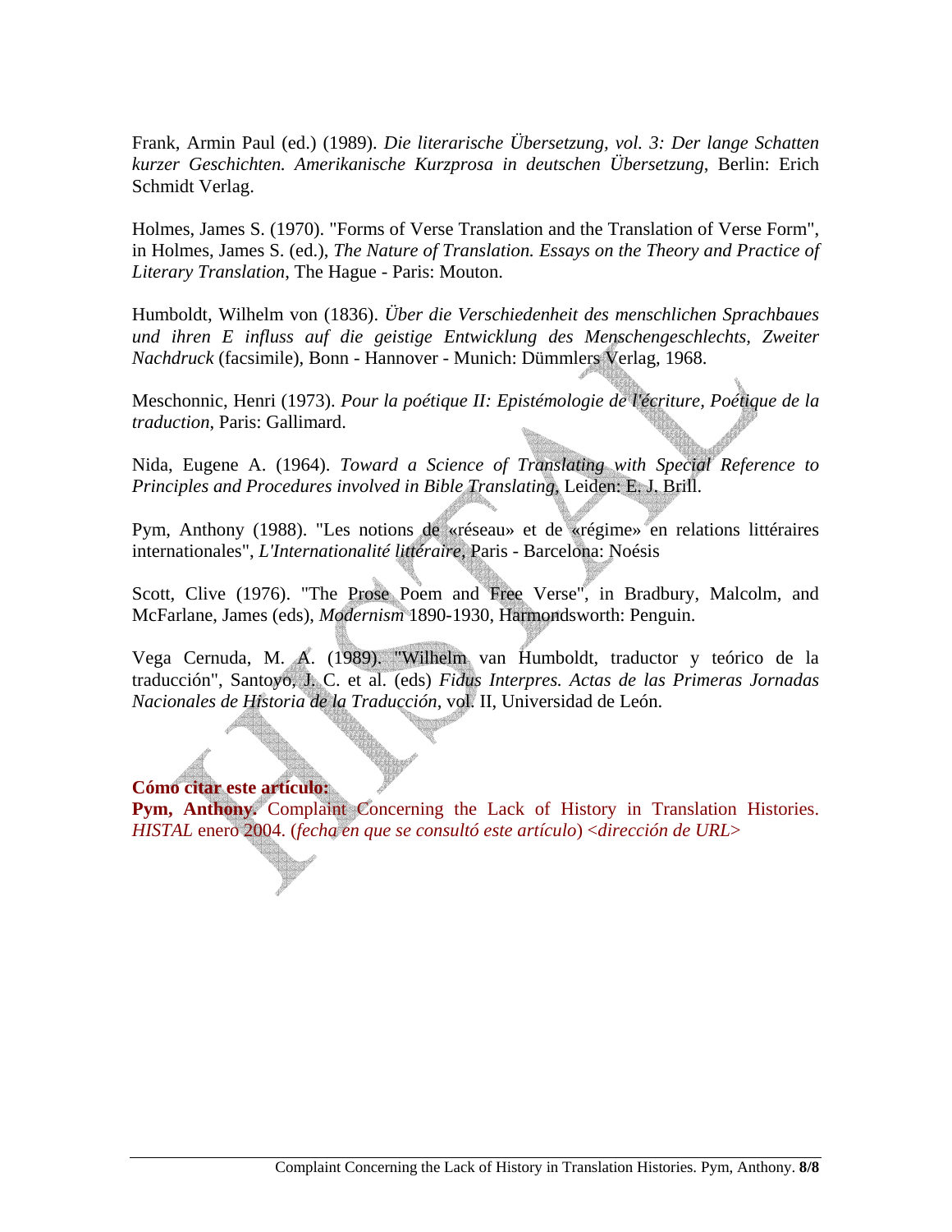Frank, Armin Paul (ed.) (1989). *Die literarische Übersetzung, vol. 3: Der lange Schatten kurzer Geschichten. Amerikanische Kurzprosa in deutschen Übersetzung*, Berlin: Erich Schmidt Verlag.

Holmes, James S. (1970). "Forms of Verse Translation and the Translation of Verse Form", in Holmes, James S. (ed.), *The Nature of Translation. Essays on the Theory and Practice of Literary Translation*, The Hague - Paris: Mouton.

Humboldt, Wilhelm von (1836). *Über die Verschiedenheit des menschlichen Sprachbaues und ihren E influss auf die geistige Entwicklung des Menschengeschlechts, Zweiter Nachdruck* (facsimile), Bonn - Hannover - Munich: Dümmlers Verlag, 1968.

Meschonnic, Henri (1973). *Pour la poétique II: Epistémologie de l'écriture, Poétique de la traduction*, Paris: Gallimard.

Nida, Eugene A. (1964). *Toward a Science of Translating with Special Reference to Principles and Procedures involved in Bible Translating*, Leiden: E. J. Brill.

Pym, Anthony (1988). "Les notions de «réseau» et de «régime» en relations littéraires internationales", *L'Internationalité littéraire*, Paris - Barcelona: Noésis

Scott, Clive (1976). "The Prose Poem and Free Verse", in Bradbury, Malcolm, and McFarlane, James (eds), *Modernism* 1890-1930, Harmondsworth: Penguin.

Vega Cernuda, M. A. (1989). "Wilhelm van Humboldt, traductor y teórico de la traducción", Santoyo, J. C. et al. (eds) *Fidus Interpres. Actas de las Primeras Jornadas Nacionales de Historia de la Traducción*, vol. II, Universidad de León.

**Cómo citar este artículo:**
**Pym, Anthony.** Complaint Concerning the Lack of History in Translation Histories. *HISTAL* enero 2004. (*fecha en que se consultó este artículo*) <*dirección de URL*>